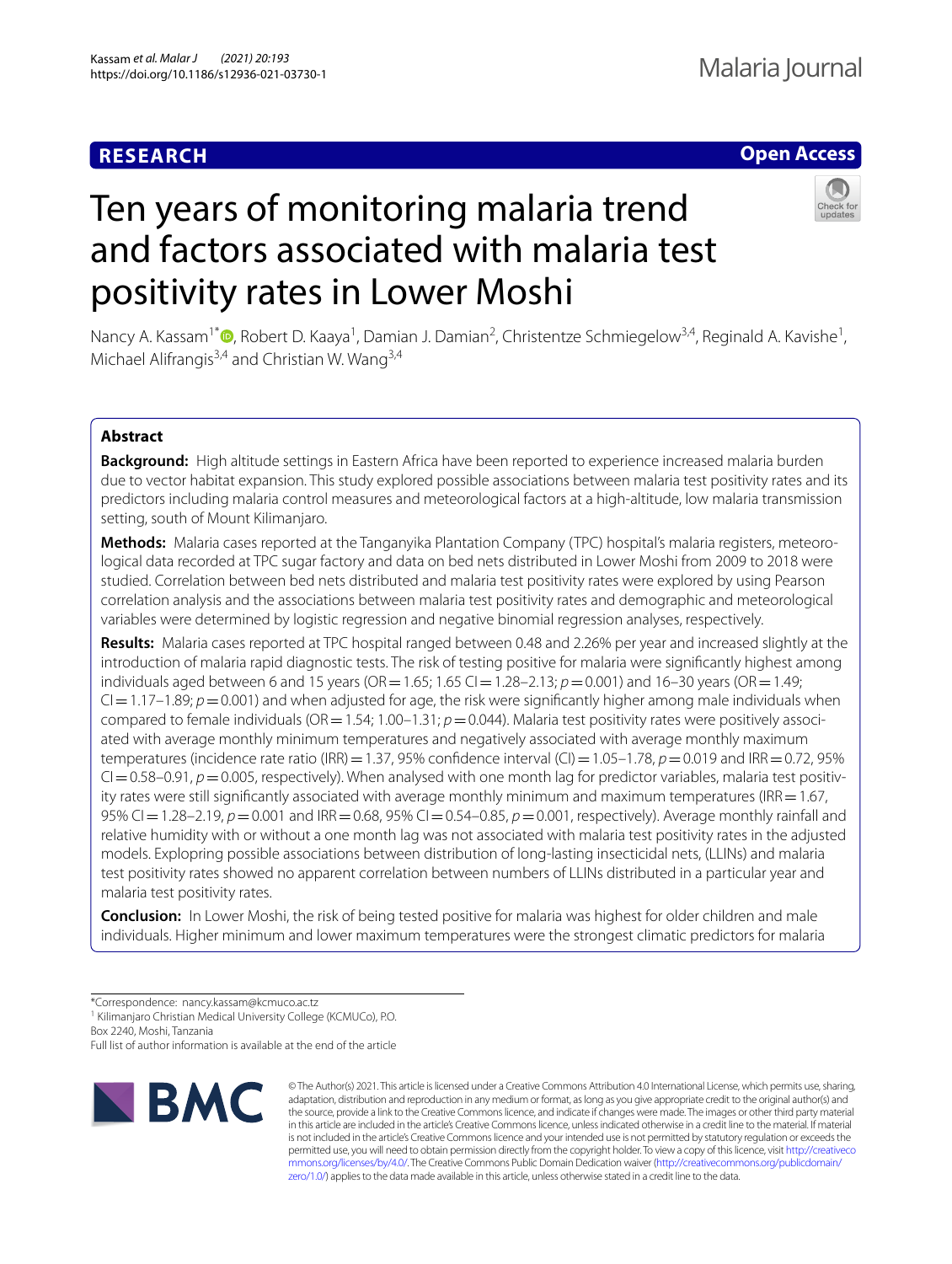**RESEARCH** | **Open Access**

# Ten years of monitoring malaria trend and factors associated with malaria test positivity rates in Lower Moshi

Nancy A. Kassam[1*], Robert D. Kaaya[1], Damian J. Damian[2], Christentze Schmiegelow[3,4], Reginald A. Kavishe[1], Michael Alifrangis[3,4] and Christian W. Wang[3,4]

## Abstract

**Background:** High altitude settings in Eastern Africa have been reported to experience increased malaria burden due to vector habitat expansion. This study explored possible associations between malaria test positivity rates and its predictors including malaria control measures and meteorological factors at a high-altitude, low malaria transmission setting, south of Mount Kilimanjaro.

**Methods:** Malaria cases reported at the Tanganyika Plantation Company (TPC) hospital's malaria registers, meteorological data recorded at TPC sugar factory and data on bed nets distributed in Lower Moshi from 2009 to 2018 were studied. Correlation between bed nets distributed and malaria test positivity rates were explored by using Pearson correlation analysis and the associations between malaria test positivity rates and demographic and meteorological variables were determined by logistic regression and negative binomial regression analyses, respectively.

**Results:** Malaria cases reported at TPC hospital ranged between 0.48 and 2.26% per year and increased slightly at the introduction of malaria rapid diagnostic tests. The risk of testing positive for malaria were significantly highest among individuals aged between 6 and 15 years (OR = 1.65; 1.65 CI = 1.28–2.13; $p$ = 0.001) and 16–30 years (OR = 1.49; CI = 1.17–1.89; $p$ = 0.001) and when adjusted for age, the risk were significantly higher among male individuals when compared to female individuals (OR = 1.54; 1.00–1.31; $p$ = 0.044). Malaria test positivity rates were positively associated with average monthly minimum temperatures and negatively associated with average monthly maximum temperatures (incidence rate ratio (IRR) = 1.37, 95% confidence interval (CI) = 1.05–1.78, $p$ = 0.019 and IRR = 0.72, 95% CI = 0.58–0.91, $p$ = 0.005, respectively). When analysed with one month lag for predictor variables, malaria test positivity rates were still significantly associated with average monthly minimum and maximum temperatures (IRR = 1.67, 95% CI = 1.28–2.19, $p$ = 0.001 and IRR = 0.68, 95% CI = 0.54–0.85, $p$ = 0.001, respectively). Average monthly rainfall and relative humidity with or without a one month lag was not associated with malaria test positivity rates in the adjusted models. Explopring possible associations between distribution of long-lasting insecticidal nets, (LLINs) and malaria test positivity rates showed no apparent correlation between numbers of LLINs distributed in a particular year and malaria test positivity rates.

**Conclusion:** In Lower Moshi, the risk of being tested positive for malaria was highest for older children and male individuals. Higher minimum and lower maximum temperatures were the strongest climatic predictors for malaria

*Correspondence: nancy.kassam@kcmuco.ac.tz
[1] Kilimanjaro Christian Medical University College (KCMUCo), P.O. Box 2240, Moshi, Tanzania
Full list of author information is available at the end of the article

© The Author(s) 2021. This article is licensed under a Creative Commons Attribution 4.0 International License, which permits use, sharing, adaptation, distribution and reproduction in any medium or format, as long as you give appropriate credit to the original author(s) and the source, provide a link to the Creative Commons licence, and indicate if changes were made. The images or other third party material in this article are included in the article's Creative Commons licence, unless indicated otherwise in a credit line to the material. If material is not included in the article's Creative Commons licence and your intended use is not permitted by statutory regulation or exceeds the permitted use, you will need to obtain permission directly from the copyright holder. To view a copy of this licence, visit http://creativecommons.org/licenses/by/4.0/. The Creative Commons Public Domain Dedication waiver (http://creativecommons.org/publicdomain/zero/1.0/) applies to the data made available in this article, unless otherwise stated in a credit line to the data.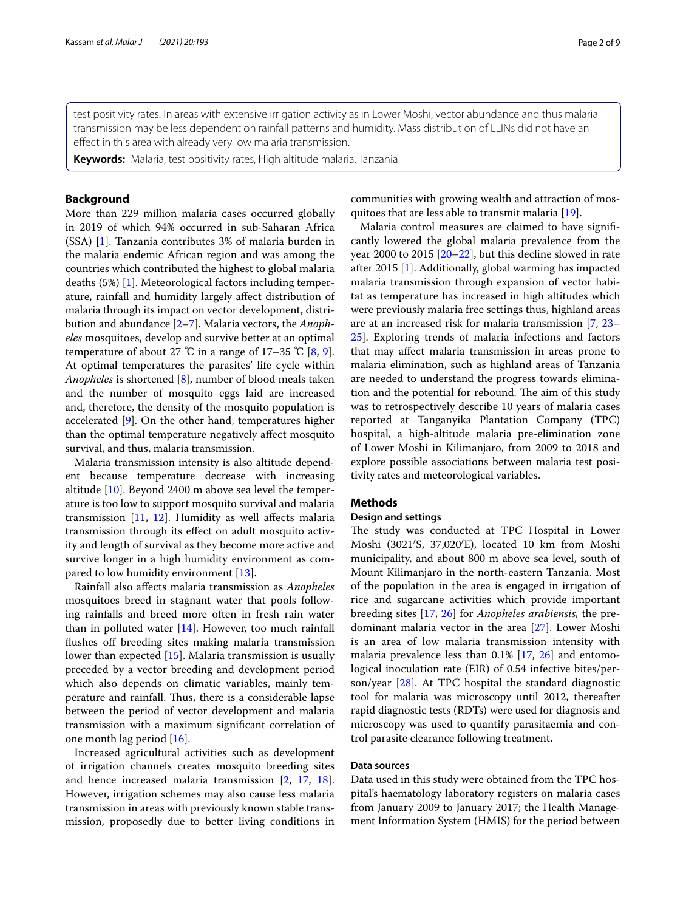test positivity rates. In areas with extensive irrigation activity as in Lower Moshi, vector abundance and thus malaria transmission may be less dependent on rainfall patterns and humidity. Mass distribution of LLINs did not have an effect in this area with already very low malaria transmission.

**Keywords:** Malaria, test positivity rates, High altitude malaria, Tanzania

## Background

More than 229 million malaria cases occurred globally in 2019 of which 94% occurred in sub-Saharan Africa (SSA) [1]. Tanzania contributes 3% of malaria burden in the malaria endemic African region and was among the countries which contributed the highest to global malaria deaths (5%) [1]. Meteorological factors including temperature, rainfall and humidity largely affect distribution of malaria through its impact on vector development, distribution and abundance [2–7]. Malaria vectors, the *Anopheles* mosquitoes, develop and survive better at an optimal temperature of about 27 ℃ in a range of 17–35 ℃ [8, 9]. At optimal temperatures the parasites' life cycle within *Anopheles* is shortened [8], number of blood meals taken and the number of mosquito eggs laid are increased and, therefore, the density of the mosquito population is accelerated [9]. On the other hand, temperatures higher than the optimal temperature negatively affect mosquito survival, and thus, malaria transmission.

Malaria transmission intensity is also altitude dependent because temperature decrease with increasing altitude [10]. Beyond 2400 m above sea level the temperature is too low to support mosquito survival and malaria transmission [11, 12]. Humidity as well affects malaria transmission through its effect on adult mosquito activity and length of survival as they become more active and survive longer in a high humidity environment as compared to low humidity environment [13].

Rainfall also affects malaria transmission as *Anopheles* mosquitoes breed in stagnant water that pools following rainfalls and breed more often in fresh rain water than in polluted water [14]. However, too much rainfall flushes off breeding sites making malaria transmission lower than expected [15]. Malaria transmission is usually preceded by a vector breeding and development period which also depends on climatic variables, mainly temperature and rainfall. Thus, there is a considerable lapse between the period of vector development and malaria transmission with a maximum significant correlation of one month lag period [16].

Increased agricultural activities such as development of irrigation channels creates mosquito breeding sites and hence increased malaria transmission [2, 17, 18]. However, irrigation schemes may also cause less malaria transmission in areas with previously known stable transmission, proposedly due to better living conditions in communities with growing wealth and attraction of mosquitoes that are less able to transmit malaria [19].

Malaria control measures are claimed to have significantly lowered the global malaria prevalence from the year 2000 to 2015 [20–22], but this decline slowed in rate after 2015 [1]. Additionally, global warming has impacted malaria transmission through expansion of vector habitat as temperature has increased in high altitudes which were previously malaria free settings thus, highland areas are at an increased risk for malaria transmission [7, 23–25]. Exploring trends of malaria infections and factors that may affect malaria transmission in areas prone to malaria elimination, such as highland areas of Tanzania are needed to understand the progress towards elimination and the potential for rebound. The aim of this study was to retrospectively describe 10 years of malaria cases reported at Tanganyika Plantation Company (TPC) hospital, a high-altitude malaria pre-elimination zone of Lower Moshi in Kilimanjaro, from 2009 to 2018 and explore possible associations between malaria test positivity rates and meteorological variables.

## Methods

### Design and settings

The study was conducted at TPC Hospital in Lower Moshi (3021′S, 37,020′E), located 10 km from Moshi municipality, and about 800 m above sea level, south of Mount Kilimanjaro in the north-eastern Tanzania. Most of the population in the area is engaged in irrigation of rice and sugarcane activities which provide important breeding sites [17, 26] for *Anopheles arabiensis,* the predominant malaria vector in the area [27]. Lower Moshi is an area of low malaria transmission intensity with malaria prevalence less than 0.1% [17, 26] and entomological inoculation rate (EIR) of 0.54 infective bites/person/year [28]. At TPC hospital the standard diagnostic tool for malaria was microscopy until 2012, thereafter rapid diagnostic tests (RDTs) were used for diagnosis and microscopy was used to quantify parasitaemia and control parasite clearance following treatment.

### Data sources

Data used in this study were obtained from the TPC hospital's haematology laboratory registers on malaria cases from January 2009 to January 2017; the Health Management Information System (HMIS) for the period between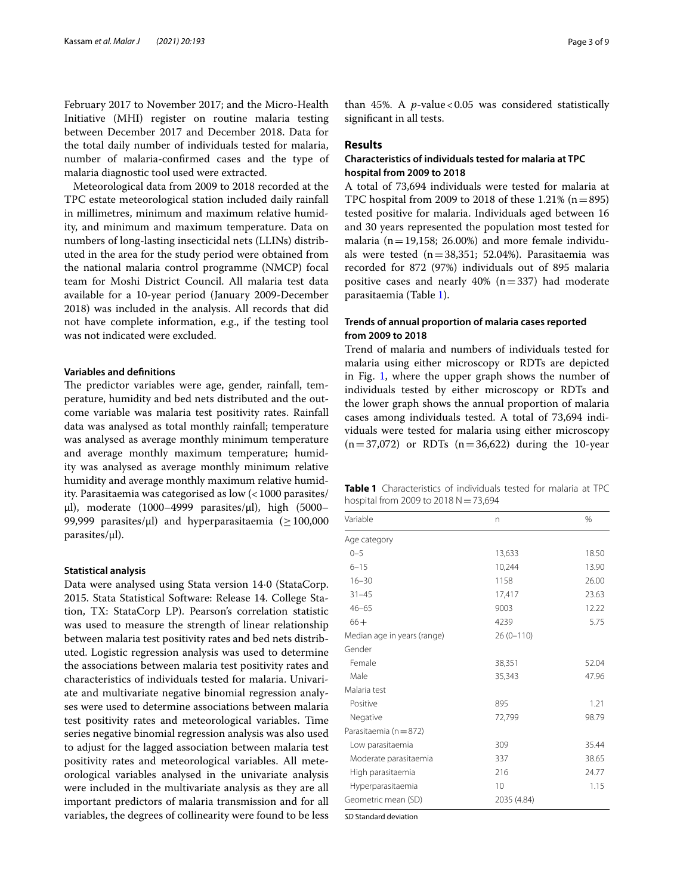February 2017 to November 2017; and the Micro-Health Initiative (MHI) register on routine malaria testing between December 2017 and December 2018. Data for the total daily number of individuals tested for malaria, number of malaria-confirmed cases and the type of malaria diagnostic tool used were extracted.

Meteorological data from 2009 to 2018 recorded at the TPC estate meteorological station included daily rainfall in millimetres, minimum and maximum relative humidity, and minimum and maximum temperature. Data on numbers of long-lasting insecticidal nets (LLINs) distributed in the area for the study period were obtained from the national malaria control programme (NMCP) focal team for Moshi District Council. All malaria test data available for a 10-year period (January 2009-December 2018) was included in the analysis. All records that did not have complete information, e.g., if the testing tool was not indicated were excluded.

#### Variables and definitions

The predictor variables were age, gender, rainfall, temperature, humidity and bed nets distributed and the outcome variable was malaria test positivity rates. Rainfall data was analysed as total monthly rainfall; temperature was analysed as average monthly minimum temperature and average monthly maximum temperature; humidity was analysed as average monthly minimum relative humidity and average monthly maximum relative humidity. Parasitaemia was categorised as low (< 1000 parasites/μl), moderate (1000–4999 parasites/μl), high (5000–99,999 parasites/μl) and hyperparasitaemia (≥ 100,000 parasites/μl).

#### Statistical analysis

Data were analysed using Stata version 14·0 (StataCorp. 2015. Stata Statistical Software: Release 14. College Station, TX: StataCorp LP). Pearson's correlation statistic was used to measure the strength of linear relationship between malaria test positivity rates and bed nets distributed. Logistic regression analysis was used to determine the associations between malaria test positivity rates and characteristics of individuals tested for malaria. Univariate and multivariate negative binomial regression analyses were used to determine associations between malaria test positivity rates and meteorological variables. Time series negative binomial regression analysis was also used to adjust for the lagged association between malaria test positivity rates and meteorological variables. All meteorological variables analysed in the univariate analysis were included in the multivariate analysis as they are all important predictors of malaria transmission and for all variables, the degrees of collinearity were found to be less than 45%. A $p$-value < 0.05 was considered statistically significant in all tests.

## Results

### Characteristics of individuals tested for malaria at TPC hospital from 2009 to 2018

A total of 73,694 individuals were tested for malaria at TPC hospital from 2009 to 2018 of these 1.21% (n = 895) tested positive for malaria. Individuals aged between 16 and 30 years represented the population most tested for malaria (n = 19,158; 26.00%) and more female individuals were tested (n = 38,351; 52.04%). Parasitaemia was recorded for 872 (97%) individuals out of 895 malaria positive cases and nearly 40% (n = 337) had moderate parasitaemia (Table 1).

### Trends of annual proportion of malaria cases reported from 2009 to 2018

Trend of malaria and numbers of individuals tested for malaria using either microscopy or RDTs are depicted in Fig. 1, where the upper graph shows the number of individuals tested by either microscopy or RDTs and the lower graph shows the annual proportion of malaria cases among individuals tested. A total of 73,694 individuals were tested for malaria using either microscopy (n = 37,072) or RDTs (n = 36,622) during the 10-year

**Table 1** Characteristics of individuals tested for malaria at TPC hospital from 2009 to 2018 N = 73,694

| Variable | n | % |
|---|---|---|
| Age category | | |
| 0–5 | 13,633 | 18.50 |
| 6–15 | 10,244 | 13.90 |
| 16–30 | 1158 | 26.00 |
| 31–45 | 17,417 | 23.63 |
| 46–65 | 9003 | 12.22 |
| 66+ | 4239 | 5.75 |
| Median age in years (range) | 26 (0–110) | |
| Gender | | |
| Female | 38,351 | 52.04 |
| Male | 35,343 | 47.96 |
| Malaria test | | |
| Positive | 895 | 1.21 |
| Negative | 72,799 | 98.79 |
| Parasitaemia (n = 872) | | |
| Low parasitaemia | 309 | 35.44 |
| Moderate parasitaemia | 337 | 38.65 |
| High parasitaemia | 216 | 24.77 |
| Hyperparasitaemia | 10 | 1.15 |
| Geometric mean (SD) | 2035 (4.84) | |

*SD* Standard deviation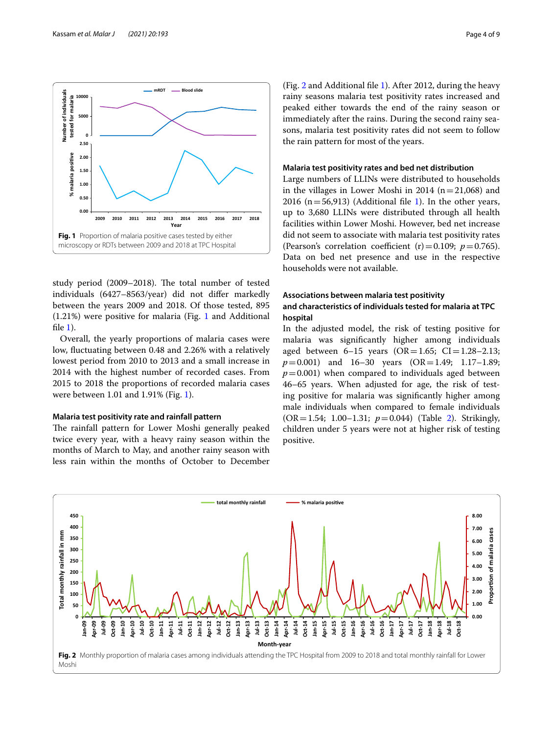Fig. 1 Proportion of malaria positive cases tested by either microscopy or RDTs between 2009 and 2018 at TPC Hospital

study period (2009–2018). The total number of tested individuals (6427–8563/year) did not differ markedly between the years 2009 and 2018. Of those tested, 895 (1.21%) were positive for malaria (Fig. 1 and Additional file 1).

Overall, the yearly proportions of malaria cases were low, fluctuating between 0.48 and 2.26% with a relatively lowest period from 2010 to 2013 and a small increase in 2014 with the highest number of recorded cases. From 2015 to 2018 the proportions of recorded malaria cases were between 1.01 and 1.91% (Fig. 1).

### Malaria test positivity rate and rainfall pattern

The rainfall pattern for Lower Moshi generally peaked twice every year, with a heavy rainy season within the months of March to May, and another rainy season with less rain within the months of October to December (Fig. 2 and Additional file 1). After 2012, during the heavy rainy seasons malaria test positivity rates increased and peaked either towards the end of the rainy season or immediately after the rains. During the second rainy seasons, malaria test positivity rates did not seem to follow the rain pattern for most of the years.

### Malaria test positivity rates and bed net distribution

Large numbers of LLINs were distributed to households in the villages in Lower Moshi in 2014 (n = 21,068) and 2016 (n = 56,913) (Additional file 1). In the other years, up to 3,680 LLINs were distributed through all health facilities within Lower Moshi. However, bed net increase did not seem to associate with malaria test positivity rates (Pearson's correlation coefficient (r) = 0.109; $p$ = 0.765). Data on bed net presence and use in the respective households were not available.

### Associations between malaria test positivity and characteristics of individuals tested for malaria at TPC hospital

In the adjusted model, the risk of testing positive for malaria was significantly higher among individuals aged between 6–15 years (OR = 1.65; CI = 1.28–2.13; $p$ = 0.001) and 16–30 years (OR = 1.49; 1.17–1.89; $p$ = 0.001) when compared to individuals aged between 46–65 years. When adjusted for age, the risk of testing positive for malaria was significantly higher among male individuals when compared to female individuals (OR = 1.54; 1.00–1.31; $p$ = 0.044) (Table 2). Strikingly, children under 5 years were not at higher risk of testing positive.

Fig. 2 Monthly proportion of malaria cases among individuals attending the TPC Hospital from 2009 to 2018 and total monthly rainfall for Lower Moshi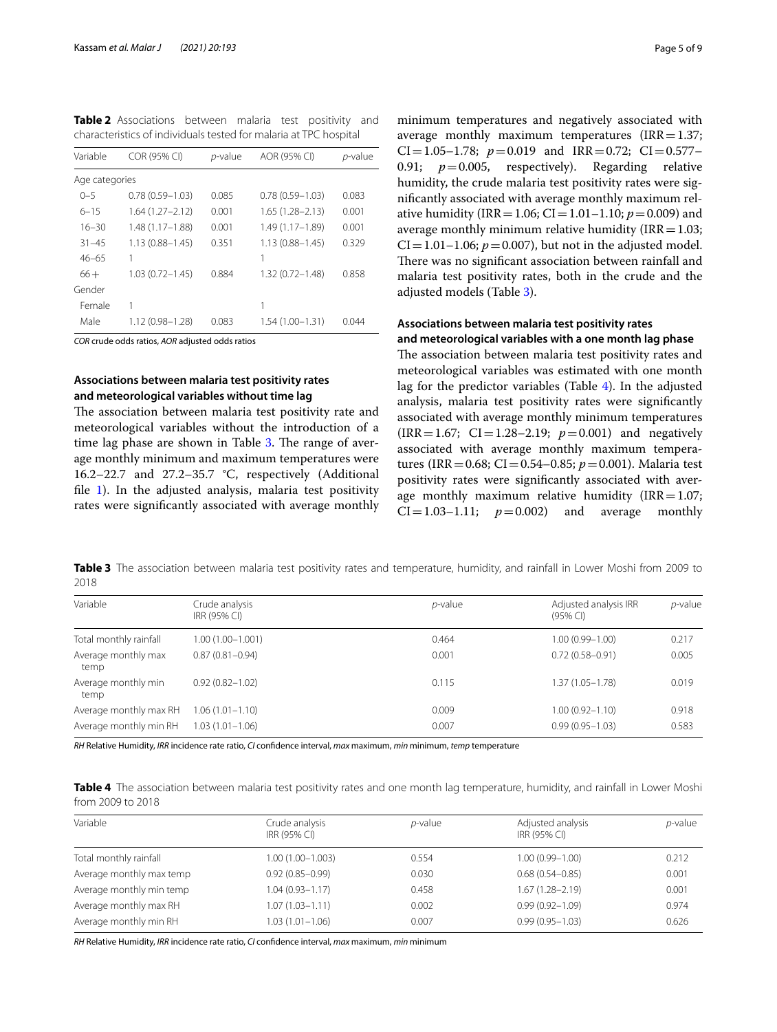**Table 2** Associations between malaria test positivity and characteristics of individuals tested for malaria at TPC hospital

| Variable | COR (95% CI) | *p*-value | AOR (95% CI) | *p*-value |
|---|---|---|---|---|
| Age categories | | | | |
| 0–5 | 0.78 (0.59–1.03) | 0.085 | 0.78 (0.59–1.03) | 0.083 |
| 6–15 | 1.64 (1.27–2.12) | 0.001 | 1.65 (1.28–2.13) | 0.001 |
| 16–30 | 1.48 (1.17–1.88) | 0.001 | 1.49 (1.17–1.89) | 0.001 |
| 31–45 | 1.13 (0.88–1.45) | 0.351 | 1.13 (0.88–1.45) | 0.329 |
| 46–65 | 1 | | 1 | |
| 66+ | 1.03 (0.72–1.45) | 0.884 | 1.32 (0.72–1.48) | 0.858 |
| Gender | | | | |
| Female | 1 | | 1 | |
| Male | 1.12 (0.98–1.28) | 0.083 | 1.54 (1.00–1.31) | 0.044 |

*COR* crude odds ratios, *AOR* adjusted odds ratios

### Associations between malaria test positivity rates and meteorological variables without time lag

The association between malaria test positivity rate and meteorological variables without the introduction of a time lag phase are shown in Table 3. The range of average monthly minimum and maximum temperatures were 16.2–22.7 and 27.2–35.7 °C, respectively (Additional file 1). In the adjusted analysis, malaria test positivity rates were significantly associated with average monthly minimum temperatures and negatively associated with average monthly maximum temperatures (IRR = 1.37; CI = 1.05–1.78; $p = 0.019$ and IRR = 0.72; CI = 0.577–0.91; $p = 0.005$, respectively). Regarding relative humidity, the crude malaria test positivity rates were significantly associated with average monthly maximum relative humidity (IRR = 1.06; CI = 1.01–1.10; $p = 0.009$) and average monthly minimum relative humidity (IRR = 1.03; CI = 1.01–1.06; $p = 0.007$), but not in the adjusted model. There was no significant association between rainfall and malaria test positivity rates, both in the crude and the adjusted models (Table 3).

### Associations between malaria test positivity rates and meteorological variables with a one month lag phase

The association between malaria test positivity rates and meteorological variables was estimated with one month lag for the predictor variables (Table 4). In the adjusted analysis, malaria test positivity rates were significantly associated with average monthly minimum temperatures (IRR = 1.67; CI = 1.28–2.19; $p = 0.001$) and negatively associated with average monthly maximum temperatures (IRR = 0.68; CI = 0.54–0.85; $p = 0.001$). Malaria test positivity rates were significantly associated with average monthly maximum relative humidity (IRR = 1.07; CI = 1.03–1.11; $p = 0.002$) and average monthly

**Table 3** The association between malaria test positivity rates and temperature, humidity, and rainfall in Lower Moshi from 2009 to 2018

| Variable | Crude analysis IRR (95% CI) | *p*-value | Adjusted analysis IRR (95% CI) | *p*-value |
|---|---|---|---|---|
| Total monthly rainfall | 1.00 (1.00–1.001) | 0.464 | 1.00 (0.99–1.00) | 0.217 |
| Average monthly max temp | 0.87 (0.81–0.94) | 0.001 | 0.72 (0.58–0.91) | 0.005 |
| Average monthly min temp | 0.92 (0.82–1.02) | 0.115 | 1.37 (1.05–1.78) | 0.019 |
| Average monthly max RH | 1.06 (1.01–1.10) | 0.009 | 1.00 (0.92–1.10) | 0.918 |
| Average monthly min RH | 1.03 (1.01–1.06) | 0.007 | 0.99 (0.95–1.03) | 0.583 |

*RH* Relative Humidity, *IRR* incidence rate ratio, *CI* confidence interval, *max* maximum, *min* minimum, *temp* temperature

**Table 4** The association between malaria test positivity rates and one month lag temperature, humidity, and rainfall in Lower Moshi from 2009 to 2018

| Variable | Crude analysis IRR (95% CI) | *p*-value | Adjusted analysis IRR (95% CI) | *p*-value |
|---|---|---|---|---|
| Total monthly rainfall | 1.00 (1.00–1.003) | 0.554 | 1.00 (0.99–1.00) | 0.212 |
| Average monthly max temp | 0.92 (0.85–0.99) | 0.030 | 0.68 (0.54–0.85) | 0.001 |
| Average monthly min temp | 1.04 (0.93–1.17) | 0.458 | 1.67 (1.28–2.19) | 0.001 |
| Average monthly max RH | 1.07 (1.03–1.11) | 0.002 | 0.99 (0.92–1.09) | 0.974 |
| Average monthly min RH | 1.03 (1.01–1.06) | 0.007 | 0.99 (0.95–1.03) | 0.626 |

*RH* Relative Humidity, *IRR* incidence rate ratio, *CI* confidence interval, *max* maximum, *min* minimum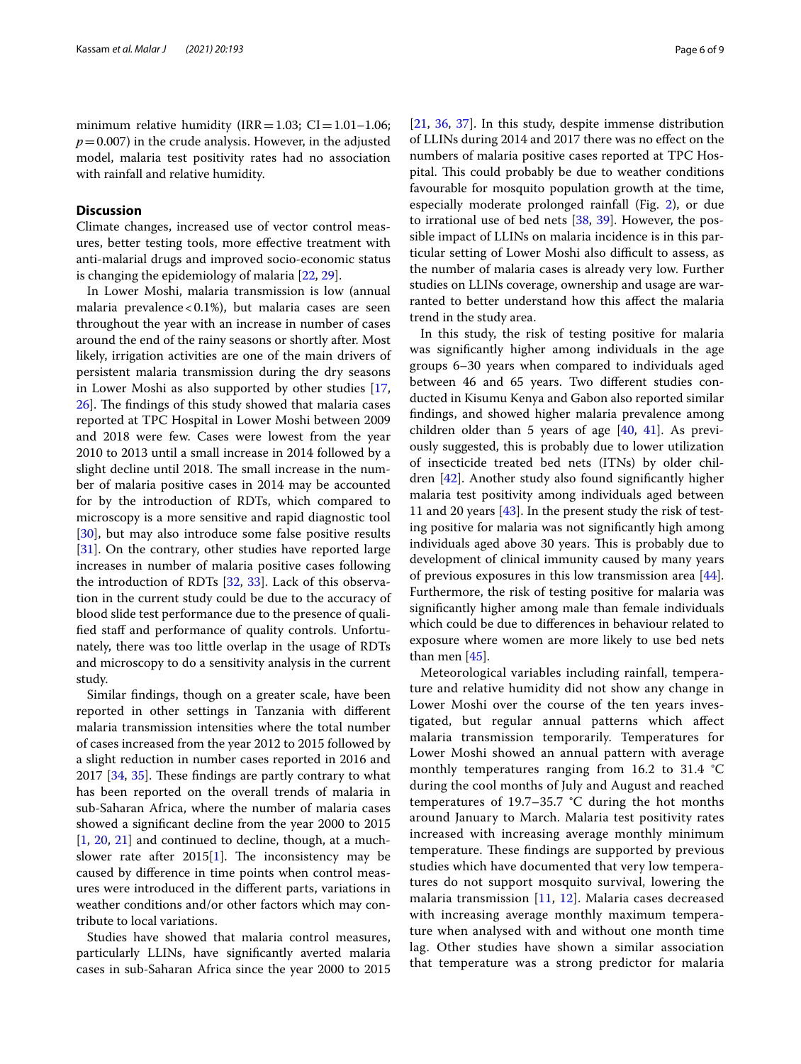minimum relative humidity (IRR = 1.03; CI = 1.01–1.06; $p = 0.007$) in the crude analysis. However, in the adjusted model, malaria test positivity rates had no association with rainfall and relative humidity.

## Discussion

Climate changes, increased use of vector control measures, better testing tools, more effective treatment with anti-malarial drugs and improved socio-economic status is changing the epidemiology of malaria [22, 29].

In Lower Moshi, malaria transmission is low (annual malaria prevalence < 0.1%), but malaria cases are seen throughout the year with an increase in number of cases around the end of the rainy seasons or shortly after. Most likely, irrigation activities are one of the main drivers of persistent malaria transmission during the dry seasons in Lower Moshi as also supported by other studies [17, 26]. The findings of this study showed that malaria cases reported at TPC Hospital in Lower Moshi between 2009 and 2018 were few. Cases were lowest from the year 2010 to 2013 until a small increase in 2014 followed by a slight decline until 2018. The small increase in the number of malaria positive cases in 2014 may be accounted for by the introduction of RDTs, which compared to microscopy is a more sensitive and rapid diagnostic tool [30], but may also introduce some false positive results [31]. On the contrary, other studies have reported large increases in number of malaria positive cases following the introduction of RDTs [32, 33]. Lack of this observation in the current study could be due to the accuracy of blood slide test performance due to the presence of qualified staff and performance of quality controls. Unfortunately, there was too little overlap in the usage of RDTs and microscopy to do a sensitivity analysis in the current study.

Similar findings, though on a greater scale, have been reported in other settings in Tanzania with different malaria transmission intensities where the total number of cases increased from the year 2012 to 2015 followed by a slight reduction in number cases reported in 2016 and 2017 [34, 35]. These findings are partly contrary to what has been reported on the overall trends of malaria in sub-Saharan Africa, where the number of malaria cases showed a significant decline from the year 2000 to 2015 [1, 20, 21] and continued to decline, though, at a much-slower rate after 2015[1]. The inconsistency may be caused by difference in time points when control measures were introduced in the different parts, variations in weather conditions and/or other factors which may contribute to local variations.

Studies have showed that malaria control measures, particularly LLINs, have significantly averted malaria cases in sub-Saharan Africa since the year 2000 to 2015 [21, 36, 37]. In this study, despite immense distribution of LLINs during 2014 and 2017 there was no effect on the numbers of malaria positive cases reported at TPC Hospital. This could probably be due to weather conditions favourable for mosquito population growth at the time, especially moderate prolonged rainfall (Fig. 2), or due to irrational use of bed nets [38, 39]. However, the possible impact of LLINs on malaria incidence is in this particular setting of Lower Moshi also difficult to assess, as the number of malaria cases is already very low. Further studies on LLINs coverage, ownership and usage are warranted to better understand how this affect the malaria trend in the study area.

In this study, the risk of testing positive for malaria was significantly higher among individuals in the age groups 6–30 years when compared to individuals aged between 46 and 65 years. Two different studies conducted in Kisumu Kenya and Gabon also reported similar findings, and showed higher malaria prevalence among children older than 5 years of age [40, 41]. As previously suggested, this is probably due to lower utilization of insecticide treated bed nets (ITNs) by older children [42]. Another study also found significantly higher malaria test positivity among individuals aged between 11 and 20 years [43]. In the present study the risk of testing positive for malaria was not significantly high among individuals aged above 30 years. This is probably due to development of clinical immunity caused by many years of previous exposures in this low transmission area [44]. Furthermore, the risk of testing positive for malaria was significantly higher among male than female individuals which could be due to differences in behaviour related to exposure where women are more likely to use bed nets than men [45].

Meteorological variables including rainfall, temperature and relative humidity did not show any change in Lower Moshi over the course of the ten years investigated, but regular annual patterns which affect malaria transmission temporarily. Temperatures for Lower Moshi showed an annual pattern with average monthly temperatures ranging from 16.2 to 31.4 °C during the cool months of July and August and reached temperatures of 19.7–35.7 °C during the hot months around January to March. Malaria test positivity rates increased with increasing average monthly minimum temperature. These findings are supported by previous studies which have documented that very low temperatures do not support mosquito survival, lowering the malaria transmission [11, 12]. Malaria cases decreased with increasing average monthly maximum temperature when analysed with and without one month time lag. Other studies have shown a similar association that temperature was a strong predictor for malaria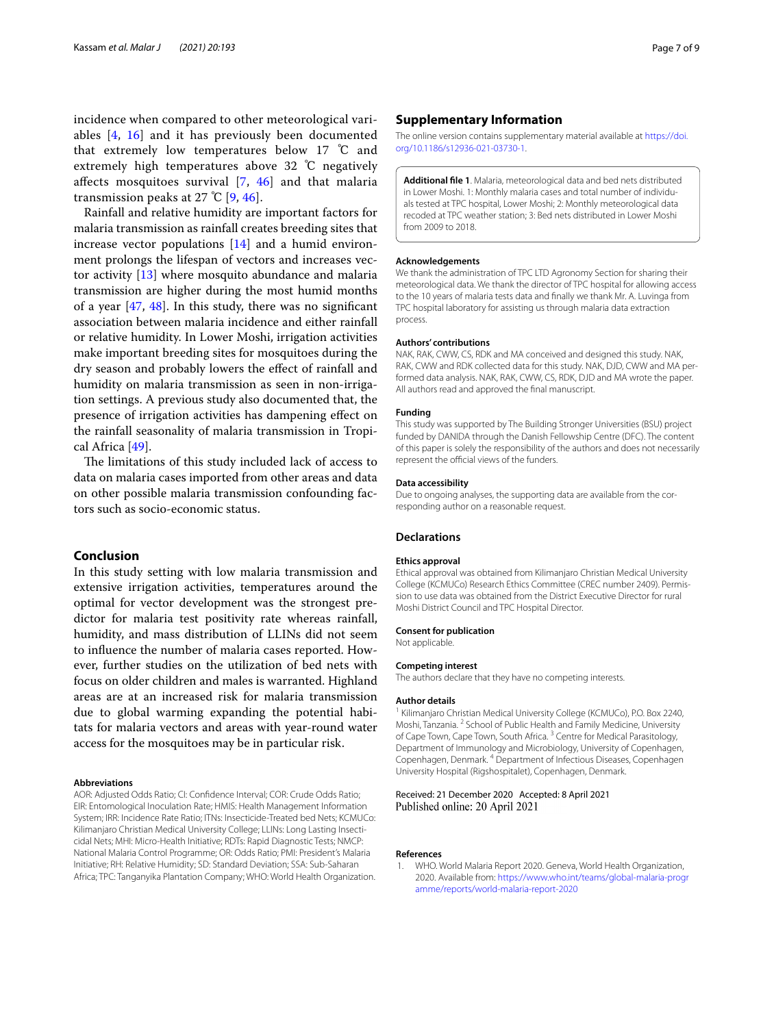incidence when compared to other meteorological variables [4, 16] and it has previously been documented that extremely low temperatures below 17 ℃ and extremely high temperatures above 32 ℃ negatively affects mosquitoes survival [7, 46] and that malaria transmission peaks at 27 ℃ [9, 46].

Rainfall and relative humidity are important factors for malaria transmission as rainfall creates breeding sites that increase vector populations [14] and a humid environment prolongs the lifespan of vectors and increases vector activity [13] where mosquito abundance and malaria transmission are higher during the most humid months of a year [47, 48]. In this study, there was no significant association between malaria incidence and either rainfall or relative humidity. In Lower Moshi, irrigation activities make important breeding sites for mosquitoes during the dry season and probably lowers the effect of rainfall and humidity on malaria transmission as seen in non-irrigation settings. A previous study also documented that, the presence of irrigation activities has dampening effect on the rainfall seasonality of malaria transmission in Tropical Africa [49].

The limitations of this study included lack of access to data on malaria cases imported from other areas and data on other possible malaria transmission confounding factors such as socio-economic status.

## Conclusion

In this study setting with low malaria transmission and extensive irrigation activities, temperatures around the optimal for vector development was the strongest predictor for malaria test positivity rate whereas rainfall, humidity, and mass distribution of LLINs did not seem to influence the number of malaria cases reported. However, further studies on the utilization of bed nets with focus on older children and males is warranted. Highland areas are at an increased risk for malaria transmission due to global warming expanding the potential habitats for malaria vectors and areas with year-round water access for the mosquitoes may be in particular risk.

### Abbreviations

AOR: Adjusted Odds Ratio; CI: Confidence Interval; COR: Crude Odds Ratio; EIR: Entomological Inoculation Rate; HMIS: Health Management Information System; IRR: Incidence Rate Ratio; ITNs: Insecticide-Treated bed Nets; KCMUCo: Kilimanjaro Christian Medical University College; LLINs: Long Lasting Insecticidal Nets; MHI: Micro-Health Initiative; RDTs: Rapid Diagnostic Tests; NMCP: National Malaria Control Programme; OR: Odds Ratio; PMI: President's Malaria Initiative; RH: Relative Humidity; SD: Standard Deviation; SSA: Sub-Saharan Africa; TPC: Tanganyika Plantation Company; WHO: World Health Organization.

## Supplementary Information

The online version contains supplementary material available at https://doi.org/10.1186/s12936-021-03730-1.

**Additional file 1**. Malaria, meteorological data and bed nets distributed in Lower Moshi. 1: Monthly malaria cases and total number of individuals tested at TPC hospital, Lower Moshi; 2: Monthly meteorological data recoded at TPC weather station; 3: Bed nets distributed in Lower Moshi from 2009 to 2018.

### Acknowledgements

We thank the administration of TPC LTD Agronomy Section for sharing their meteorological data. We thank the director of TPC hospital for allowing access to the 10 years of malaria tests data and finally we thank Mr. A. Luvinga from TPC hospital laboratory for assisting us through malaria data extraction process.

### Authors' contributions

NAK, RAK, CWW, CS, RDK and MA conceived and designed this study. NAK, RAK, CWW and RDK collected data for this study. NAK, DJD, CWW and MA performed data analysis. NAK, RAK, CWW, CS, RDK, DJD and MA wrote the paper. All authors read and approved the final manuscript.

### Funding

This study was supported by The Building Stronger Universities (BSU) project funded by DANIDA through the Danish Fellowship Centre (DFC). The content of this paper is solely the responsibility of the authors and does not necessarily represent the official views of the funders.

### Data accessibility

Due to ongoing analyses, the supporting data are available from the corresponding author on a reasonable request.

## Declarations

### Ethics approval

Ethical approval was obtained from Kilimanjaro Christian Medical University College (KCMUCo) Research Ethics Committee (CREC number 2409). Permission to use data was obtained from the District Executive Director for rural Moshi District Council and TPC Hospital Director.

### Consent for publication

Not applicable.

### Competing interest

The authors declare that they have no competing interests.

### Author details

[1] Kilimanjaro Christian Medical University College (KCMUCo), P.O. Box 2240, Moshi, Tanzania. [2] School of Public Health and Family Medicine, University of Cape Town, Cape Town, South Africa. [3] Centre for Medical Parasitology, Department of Immunology and Microbiology, University of Copenhagen, Copenhagen, Denmark. [4] Department of Infectious Diseases, Copenhagen University Hospital (Rigshospitalet), Copenhagen, Denmark.

Received: 21 December 2020 Accepted: 8 April 2021
Published online: 20 April 2021

### References

1. WHO. World Malaria Report 2020. Geneva, World Health Organization, 2020. Available from: https://www.who.int/teams/global-malaria-programme/reports/world-malaria-report-2020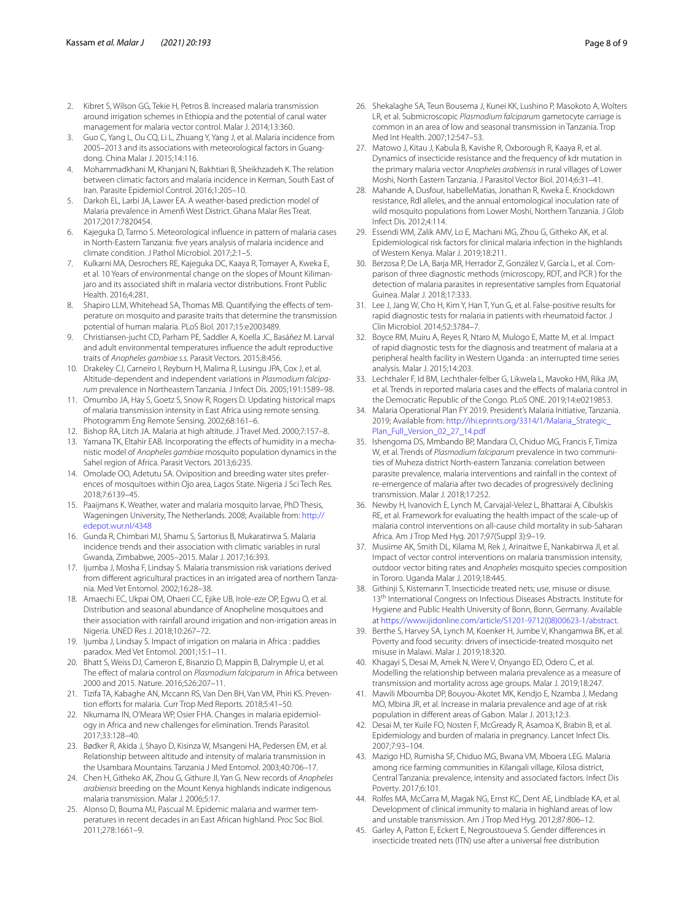2. Kibret S, Wilson GG, Tekie H, Petros B. Increased malaria transmission around irrigation schemes in Ethiopia and the potential of canal water management for malaria vector control. Malar J. 2014;13:360.
3. Guo C, Yang L, Ou CQ, Li L, Zhuang Y, Yang J, et al. Malaria incidence from 2005–2013 and its associations with meteorological factors in Guangdong. China Malar J. 2015;14:116.
4. Mohammadkhani M, Khanjani N, Bakhtiari B, Sheikhzadeh K. The relation between climatic factors and malaria incidence in Kerman, South East of Iran. Parasite Epidemiol Control. 2016;1:205–10.
5. Darkoh EL, Larbi JA, Lawer EA. A weather-based prediction model of Malaria prevalence in Amenfi West District. Ghana Malar Res Treat. 2017;2017:7820454.
6. Kajeguka D, Tarmo S. Meteorological influence in pattern of malaria cases in North-Eastern Tanzania: five years analysis of malaria incidence and climate condition. J Pathol Microbiol. 2017;2:1–5.
7. Kulkarni MA, Desrochers RE, Kajeguka DC, Kaaya R, Tomayer A, Kweka E, et al. 10 Years of environmental change on the slopes of Mount Kilimanjaro and its associated shift in malaria vector distributions. Front Public Health. 2016;4:281.
8. Shapiro LLM, Whitehead SA, Thomas MB. Quantifying the effects of temperature on mosquito and parasite traits that determine the transmission potential of human malaria. PLoS Biol. 2017;15:e2003489.
9. Christiansen-Jucht CD, Parham PE, Saddler A, Koella JC, Basáñez M. Larval and adult environmental temperatures influence the adult reproductive traits of *Anopheles gambiae s.s.* Parasit Vectors. 2015;8:456.
10. Drakeley CJ, Carneiro I, Reyburn H, Malima R, Lusingu JPA, Cox J, et al. Altitude-dependent and independent variations in *Plasmodium falciparum* prevalence in Northeastern Tanzania. J Infect Dis. 2005;191:1589–98.
11. Omumbo JA, Hay S, Goetz S, Snow R, Rogers D. Updating historical maps of malaria transmission intensity in East Africa using remote sensing. Photogramm Eng Remote Sensing. 2002;68:161–6.
12. Bishop RA, Litch JA. Malaria at high altitude. J Travel Med. 2000;7:157–8.
13. Yamana TK, Eltahir EAB. Incorporating the effects of humidity in a mechanistic model of *Anopheles gambiae* mosquito population dynamics in the Sahel region of Africa. Parasit Vectors. 2013;6:235.
14. Omolade OO, Adetutu SA. Oviposition and breeding water sites preferences of mosquitoes within Ojo area, Lagos State. Nigeria J Sci Tech Res. 2018;7:6139–45.
15. Paaijmans K. Weather, water and malaria mosquito larvae, PhD Thesis, Wageningen University, The Netherlands. 2008; Available from: http://edepot.wur.nl/4348
16. Gunda R, Chimbari MJ, Shamu S, Sartorius B, Mukaratirwa S. Malaria incidence trends and their association with climatic variables in rural Gwanda, Zimbabwe, 2005–2015. Malar J. 2017;16:393.
17. Ijumba J, Mosha F, Lindsay S. Malaria transmission risk variations derived from different agricultural practices in an irrigated area of northern Tanzania. Med Vet Entomol. 2002;16:28–38.
18. Amaechi EC, Ukpai OM, Ohaeri CC, Ejike UB, Irole-eze OP, Egwu O, et al. Distribution and seasonal abundance of Anopheline mosquitoes and their association with rainfall around irrigation and non-irrigation areas in Nigeria. UNED Res J. 2018;10:267–72.
19. Ijumba J, Lindsay S. Impact of irrigation on malaria in Africa : paddies paradox. Med Vet Entomol. 2001;15:1–11.
20. Bhatt S, Weiss DJ, Cameron E, Bisanzio D, Mappin B, Dalrymple U, et al. The effect of malaria control on *Plasmodium falciparum* in Africa between 2000 and 2015. Nature. 2016;526:207–11.
21. Tizifa TA, Kabaghe AN, Mccann RS, Van Den BH, Van VM, Phiri KS. Prevention efforts for malaria. Curr Trop Med Reports. 2018;5:41–50.
22. Nkumama IN, O'Meara WP, Osier FHA. Changes in malaria epidemiology in Africa and new challenges for elimination. Trends Parasitol. 2017;33:128–40.
23. Bødker R, Akida J, Shayo D, Kisinza W, Msangeni HA, Pedersen EM, et al. Relationship between altitude and intensity of malaria transmission in the Usambara Mountains. Tanzania J Med Entomol. 2003;40:706–17.
24. Chen H, Githeko AK, Zhou G, Githure JI, Yan G. New records of *Anopheles arabiensis* breeding on the Mount Kenya highlands indicate indigenous malaria transmission. Malar J. 2006;5:17.
25. Alonso D, Bouma MJ, Pascual M. Epidemic malaria and warmer temperatures in recent decades in an East African highland. Proc Soc Biol. 2011;278:1661–9.
26. Shekalaghe SA, Teun Bousema J, Kunei KK, Lushino P, Masokoto A, Wolters LR, et al. Submicroscopic *Plasmodium falciparum* gametocyte carriage is common in an area of low and seasonal transmission in Tanzania. Trop Med Int Health. 2007;12:547–53.
27. Matowo J, Kitau J, Kabula B, Kavishe R, Oxborough R, Kaaya R, et al. Dynamics of insecticide resistance and the frequency of kdr mutation in the primary malaria vector *Anopheles arabiensis* in rural villages of Lower Moshi, North Eastern Tanzania. J Parasitol Vector Biol. 2014;6:31–41.
28. Mahande A, Dusfour, IsabelleMatias, Jonathan R, Kweka E. Knockdown resistance, Rdl alleles, and the annual entomological inoculation rate of wild mosquito populations from Lower Moshi, Northern Tanzania. J Glob Infect Dis. 2012;4:114.
29. Essendi WM, Zalik AMV, Lo E, Machani MG, Zhou G, Githeko AK, et al. Epidemiological risk factors for clinical malaria infection in the highlands of Western Kenya. Malar J. 2019;18:211.
30. Berzosa P, De LA, Barja MR, Herrador Z, González V, García L, et al. Comparison of three diagnostic methods (microscopy, RDT, and PCR ) for the detection of malaria parasites in representative samples from Equatorial Guinea. Malar J. 2018;17:333.
31. Lee J, Jang W, Cho H, Kim Y, Han T, Yun G, et al. False-positive results for rapid diagnostic tests for malaria in patients with rheumatoid factor. J Clin Microbiol. 2014;52:3784–7.
32. Boyce RM, Muiru A, Reyes R, Ntaro M, Mulogo E, Matte M, et al. Impact of rapid diagnostic tests for the diagnosis and treatment of malaria at a peripheral health facility in Western Uganda : an interrupted time series analysis. Malar J. 2015;14:203.
33. Lechthaler F, Id BM, Lechthaler-felber G, Likwela L, Mavoko HM, Rika JM, et al. Trends in reported malaria cases and the effects of malaria control in the Democratic Republic of the Congo. PLoS ONE. 2019;14:e0219853.
34. Malaria Operational Plan FY 2019. President's Malaria Initiative, Tanzania. 2019; Available from: http://ihi.eprints.org/3314/1/Malaria_Strategic_Plan_Full_Version_02_27_14.pdf
35. Ishengoma DS, Mmbando BP, Mandara CI, Chiduo MG, Francis F, Timiza W, et al. Trends of *Plasmodium falciparum* prevalence in two communities of Muheza district North-eastern Tanzania: correlation between parasite prevalence, malaria interventions and rainfall in the context of re-emergence of malaria after two decades of progressively declining transmission. Malar J. 2018;17:252.
36. Newby H, Ivanovich E, Lynch M, Carvajal-Velez L, Bhattarai A, Cibulskis RE, et al. Framework for evaluating the health impact of the scale-up of malaria control interventions on all-cause child mortality in sub-Saharan Africa. Am J Trop Med Hyg. 2017;97(Suppl 3):9–19.
37. Musiime AK, Smith DL, Kilama M, Rek J, Arinaitwe E, Nankabirwa JI, et al. Impact of vector control interventions on malaria transmission intensity, outdoor vector biting rates and *Anopheles* mosquito species composition in Tororo. Uganda Malar J. 2019;18:445.
38. Githinji S, Kistemann T. Insecticide treated nets; use, misuse or disuse. 13th International Congress on Infectious Diseases Abstracts. Institute for Hygiene and Public Health University of Bonn, Bonn, Germany. Available at https://www.ijidonline.com/article/S1201-9712(08)00623-1/abstract.
39. Berthe S, Harvey SA, Lynch M, Koenker H, Jumbe V, Khangamwa BK, et al. Poverty and food security: drivers of insecticide-treated mosquito net misuse in Malawi. Malar J. 2019;18:320.
40. Khagayi S, Desai M, Amek N, Were V, Onyango ED, Odero C, et al. Modelling the relationship between malaria prevalence as a measure of transmission and mortality across age groups. Malar J. 2019;18:247.
41. Mawili Mboumba DP, Bouyou-Akotet MK, Kendjo E, Nzamba J, Medang MO, Mbina JR, et al. Increase in malaria prevalence and age of at risk population in different areas of Gabon. Malar J. 2013;12:3.
42. Desai M, ter Kuile FO, Nosten F, McGready R, Asamoa K, Brabin B, et al. Epidemiology and burden of malaria in pregnancy. Lancet Infect Dis. 2007;7:93–104.
43. Mazigo HD, Rumisha SF, Chiduo MG, Bwana VM, Mboera LEG. Malaria among rice farming communities in Kilangali village, Kilosa district, Central Tanzania: prevalence, intensity and associated factors. Infect Dis Poverty. 2017;6:101.
44. Rolfes MA, McCarra M, Magak NG, Ernst KC, Dent AE, Lindblade KA, et al. Development of clinical immunity to malaria in highland areas of low and unstable transmission. Am J Trop Med Hyg. 2012;87:806–12.
45. Garley A, Patton E, Eckert E, Negroustoueva S. Gender differences in insecticide treated nets (ITN) use after a universal free distribution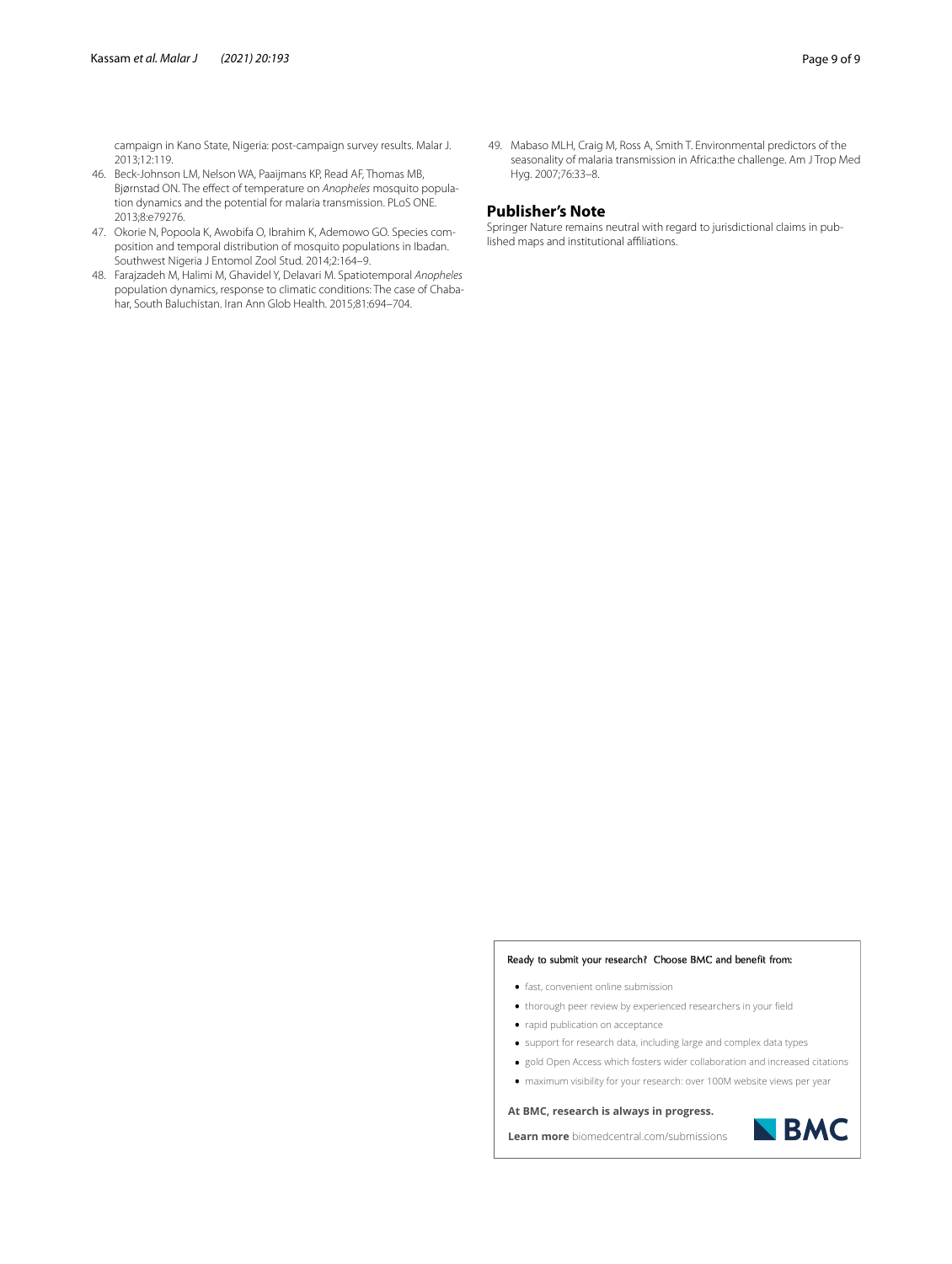campaign in Kano State, Nigeria: post-campaign survey results. Malar J. 2013;12:119.

46. Beck-Johnson LM, Nelson WA, Paaijmans KP, Read AF, Thomas MB, Bjørnstad ON. The effect of temperature on *Anopheles* mosquito population dynamics and the potential for malaria transmission. PLoS ONE. 2013;8:e79276.
47. Okorie N, Popoola K, Awobifa O, Ibrahim K, Ademowo GO. Species composition and temporal distribution of mosquito populations in Ibadan. Southwest Nigeria J Entomol Zool Stud. 2014;2:164–9.
48. Farajzadeh M, Halimi M, Ghavidel Y, Delavari M. Spatiotemporal *Anopheles* population dynamics, response to climatic conditions: The case of Chabahar, South Baluchistan. Iran Ann Glob Health. 2015;81:694–704.
49. Mabaso MLH, Craig M, Ross A, Smith T. Environmental predictors of the seasonality of malaria transmission in Africa:the challenge. Am J Trop Med Hyg. 2007;76:33–8.

## Publisher's Note

Springer Nature remains neutral with regard to jurisdictional claims in published maps and institutional affiliations.

Ready to submit your research? Choose BMC and benefit from:

- fast, convenient online submission
- thorough peer review by experienced researchers in your field
- rapid publication on acceptance
- support for research data, including large and complex data types
- gold Open Access which fosters wider collaboration and increased citations
- maximum visibility for your research: over 100M website views per year

**At BMC, research is always in progress.**

**Learn more** biomedcentral.com/submissions

BMC